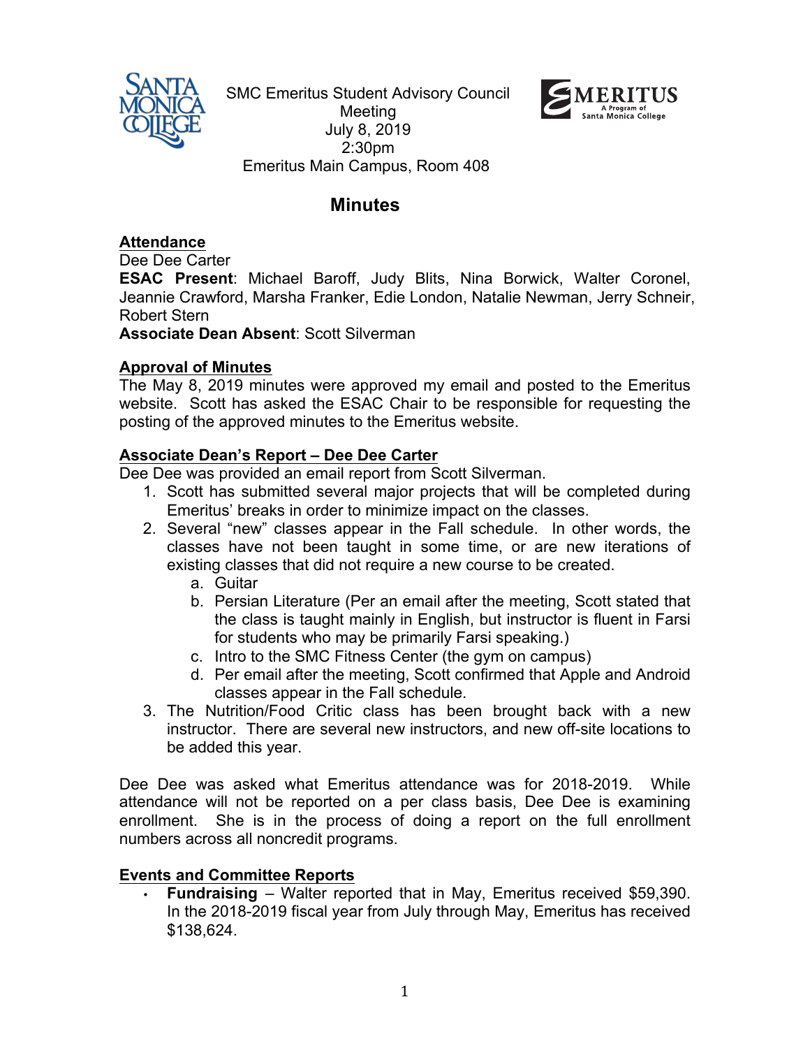SMC Emeritus Student Advisory Council
Meeting
July 8, 2019
2:30pm
Emeritus Main Campus, Room 408

# Minutes

## Attendance

Dee Dee Carter
**ESAC Present**: Michael Baroff, Judy Blits, Nina Borwick, Walter Coronel, Jeannie Crawford, Marsha Franker, Edie London, Natalie Newman, Jerry Schneir, Robert Stern
**Associate Dean Absent**: Scott Silverman

## Approval of Minutes

The May 8, 2019 minutes were approved my email and posted to the Emeritus website. Scott has asked the ESAC Chair to be responsible for requesting the posting of the approved minutes to the Emeritus website.

## Associate Dean's Report – Dee Dee Carter

Dee Dee was provided an email report from Scott Silverman.

1. Scott has submitted several major projects that will be completed during Emeritus' breaks in order to minimize impact on the classes.
2. Several "new" classes appear in the Fall schedule. In other words, the classes have not been taught in some time, or are new iterations of existing classes that did not require a new course to be created.
   a. Guitar
   b. Persian Literature (Per an email after the meeting, Scott stated that the class is taught mainly in English, but instructor is fluent in Farsi for students who may be primarily Farsi speaking.)
   c. Intro to the SMC Fitness Center (the gym on campus)
   d. Per email after the meeting, Scott confirmed that Apple and Android classes appear in the Fall schedule.
3. The Nutrition/Food Critic class has been brought back with a new instructor. There are several new instructors, and new off-site locations to be added this year.

Dee Dee was asked what Emeritus attendance was for 2018-2019. While attendance will not be reported on a per class basis, Dee Dee is examining enrollment. She is in the process of doing a report on the full enrollment numbers across all noncredit programs.

## Events and Committee Reports

- **Fundraising** – Walter reported that in May, Emeritus received $59,390. In the 2018-2019 fiscal year from July through May, Emeritus has received $138,624.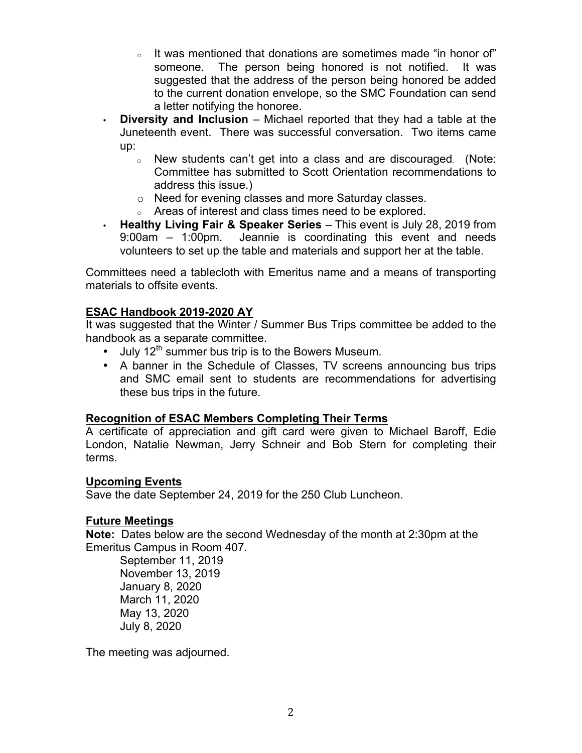- It was mentioned that donations are sometimes made "in honor of" someone. The person being honored is not notified. It was suggested that the address of the person being honored be added to the current donation envelope, so the SMC Foundation can send a letter notifying the honoree.
- **Diversity and Inclusion** – Michael reported that they had a table at the Juneteenth event. There was successful conversation. Two items came up:
  - New students can't get into a class and are discouraged. (Note: Committee has submitted to Scott Orientation recommendations to address this issue.)
  - Need for evening classes and more Saturday classes.
  - Areas of interest and class times need to be explored.
- **Healthy Living Fair & Speaker Series** – This event is July 28, 2019 from 9:00am – 1:00pm. Jeannie is coordinating this event and needs volunteers to set up the table and materials and support her at the table.

Committees need a tablecloth with Emeritus name and a means of transporting materials to offsite events.

**ESAC Handbook 2019-2020 AY**

It was suggested that the Winter / Summer Bus Trips committee be added to the handbook as a separate committee.

- July 12th summer bus trip is to the Bowers Museum.
- A banner in the Schedule of Classes, TV screens announcing bus trips and SMC email sent to students are recommendations for advertising these bus trips in the future.

**Recognition of ESAC Members Completing Their Terms**

A certificate of appreciation and gift card were given to Michael Baroff, Edie London, Natalie Newman, Jerry Schneir and Bob Stern for completing their terms.

**Upcoming Events**

Save the date September 24, 2019 for the 250 Club Luncheon.

**Future Meetings**

**Note:** Dates below are the second Wednesday of the month at 2:30pm at the Emeritus Campus in Room 407.

September 11, 2019
November 13, 2019
January 8, 2020
March 11, 2020
May 13, 2020
July 8, 2020

The meeting was adjourned.